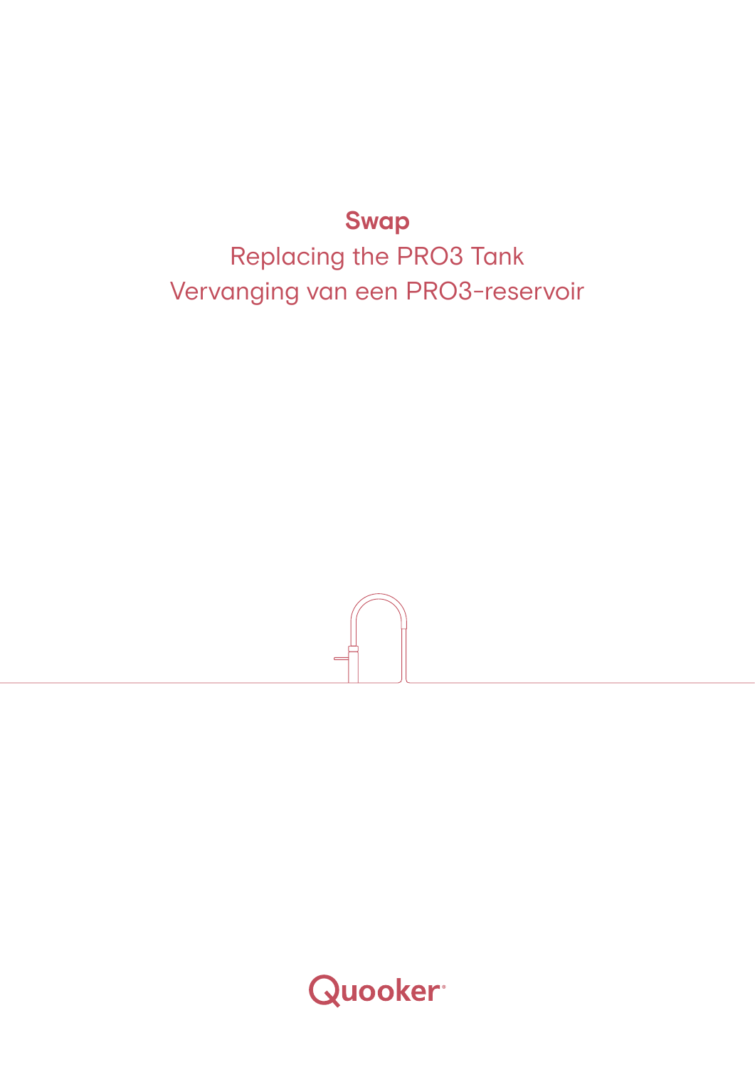# Swap

Replacing the PRO3 Tank

Vervanging van een PRO3-reservoir

Quooker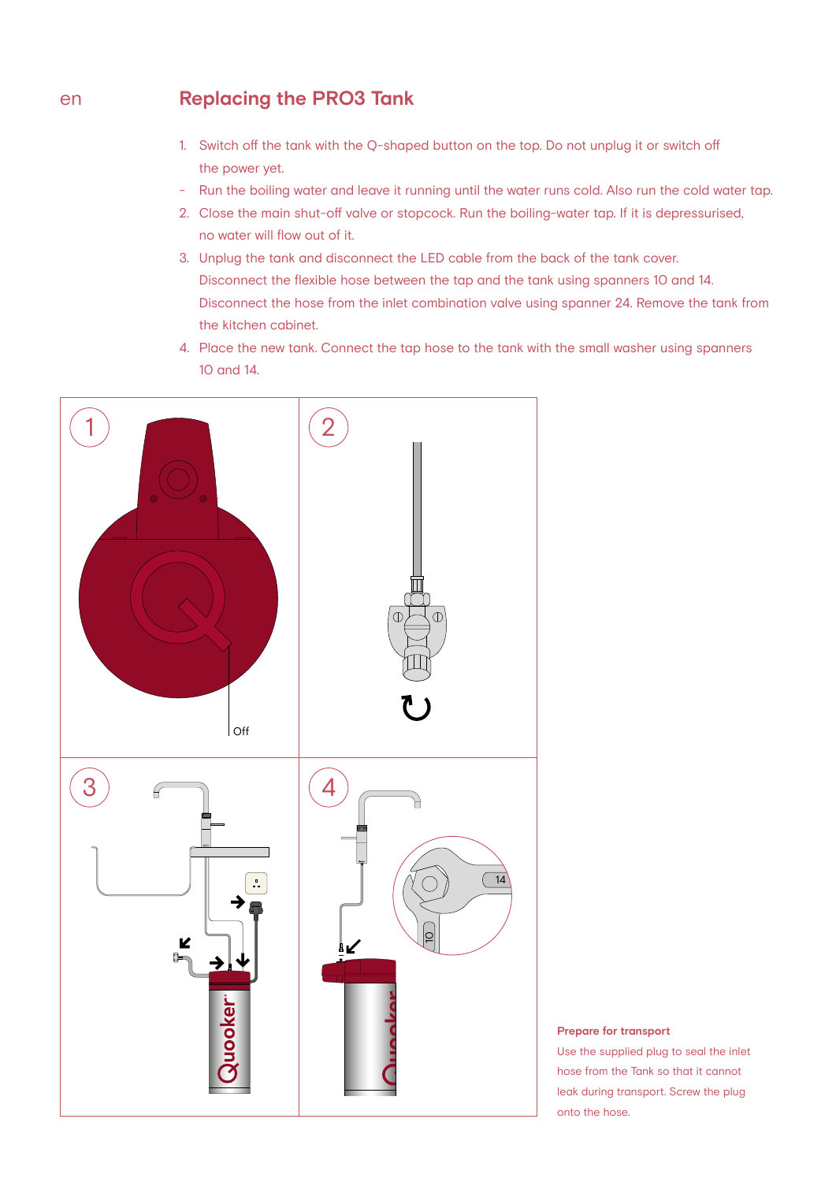## Replacing the PRO3 Tank

1. Switch off the tank with the Q-shaped button on the top. Do not unplug it or switch off the power yet.
- Run the boiling water and leave it running until the water runs cold. Also run the cold water tap.
2. Close the main shut-off valve or stopcock. Run the boiling-water tap. If it is depressurised, no water will flow out of it.
3. Unplug the tank and disconnect the LED cable from the back of the tank cover. Disconnect the flexible hose between the tap and the tank using spanners 10 and 14. Disconnect the hose from the inlet combination valve using spanner 24. Remove the tank from the kitchen cabinet.
4. Place the new tank. Connect the tap hose to the tank with the small washer using spanners 10 and 14.

**Prepare for transport**

Use the supplied plug to seal the inlet hose from the Tank so that it cannot leak during transport. Screw the plug onto the hose.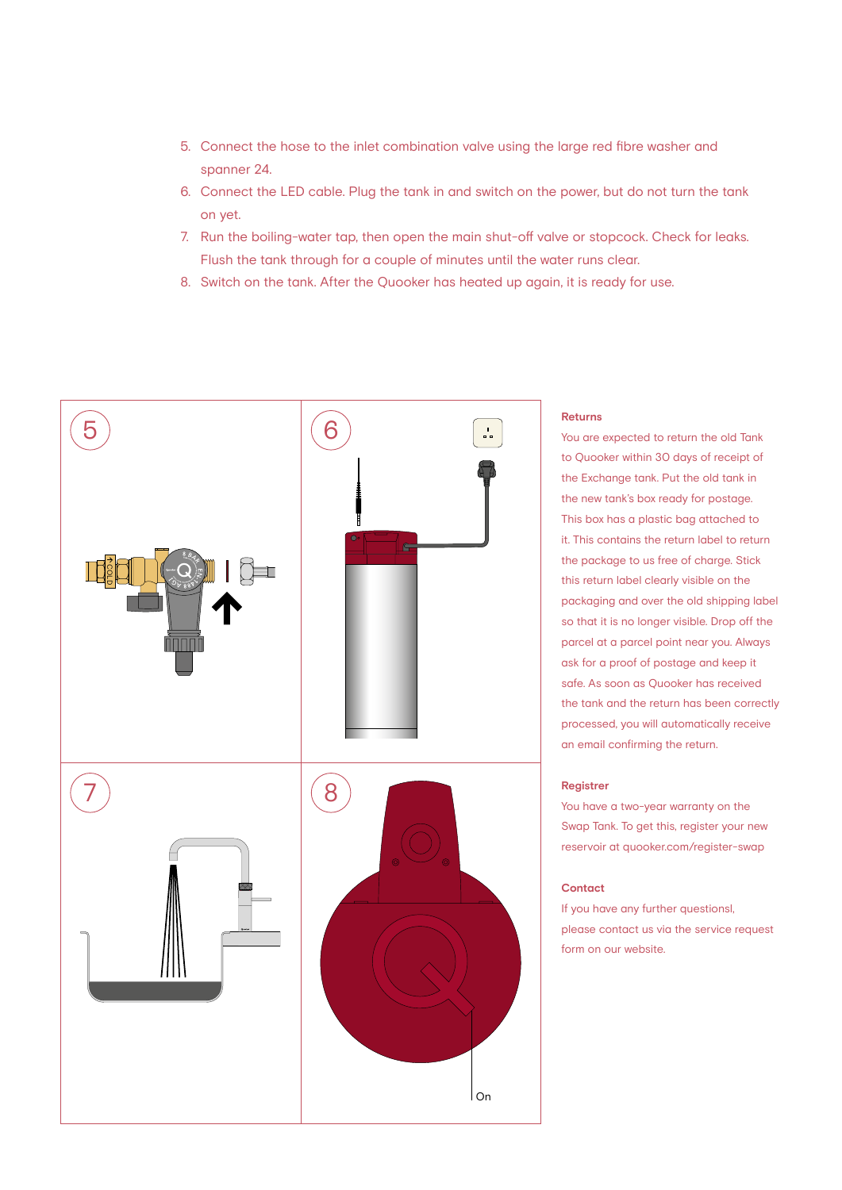5. Connect the hose to the inlet combination valve using the large red fibre washer and spanner 24.
6. Connect the LED cable. Plug the tank in and switch on the power, but do not turn the tank on yet.
7. Run the boiling-water tap, then open the main shut-off valve or stopcock. Check for leaks. Flush the tank through for a couple of minutes until the water runs clear.
8. Switch on the tank. After the Quooker has heated up again, it is ready for use.

5

6

7

8

On

### Returns

You are expected to return the old Tank to Quooker within 30 days of receipt of the Exchange tank. Put the old tank in the new tank's box ready for postage. This box has a plastic bag attached to it. This contains the return label to return the package to us free of charge. Stick this return label clearly visible on the packaging and over the old shipping label so that it is no longer visible. Drop off the parcel at a parcel point near you. Always ask for a proof of postage and keep it safe. As soon as Quooker has received the tank and the return has been correctly processed, you will automatically receive an email confirming the return.

### Registrer

You have a two-year warranty on the Swap Tank. To get this, register your new reservoir at quooker.com/register-swap

### Contact

If you have any further questionsl, please contact us via the service request form on our website.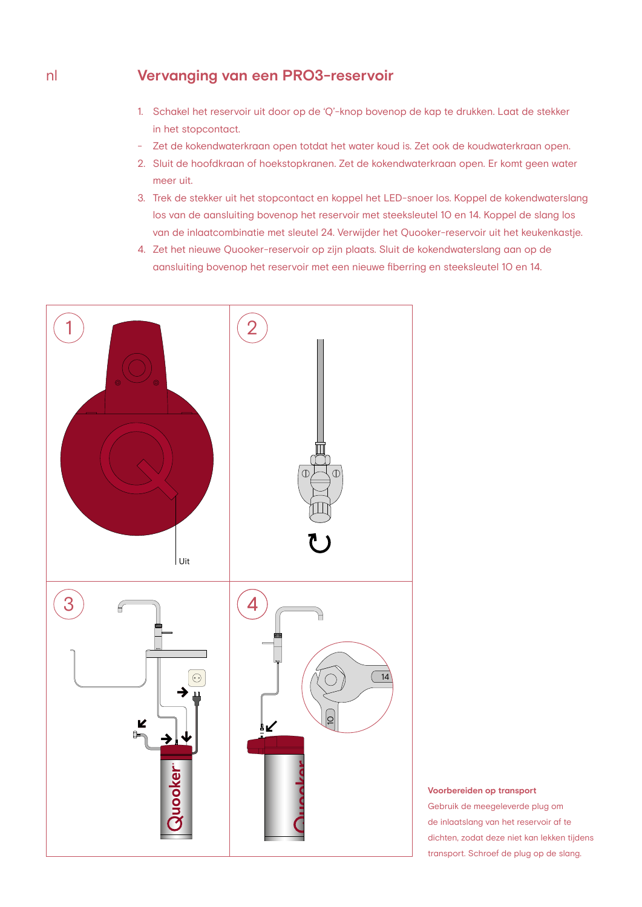# Vervanging van een PRO3-reservoir

1. Schakel het reservoir uit door op de 'Q'-knop bovenop de kap te drukken. Laat de stekker in het stopcontact.
- Zet de kokendwaterkraan open totdat het water koud is. Zet ook de koudwaterkraan open.
2. Sluit de hoofdkraan of hoekstopkranen. Zet de kokendwaterkraan open. Er komt geen water meer uit.
3. Trek de stekker uit het stopcontact en koppel het LED-snoer los. Koppel de kokendwaterslang los van de aansluiting bovenop het reservoir met steeksleutel 10 en 14. Koppel de slang los van de inlaatcombinatie met sleutel 24. Verwijder het Quooker-reservoir uit het keukenkastje.
4. Zet het nieuwe Quooker-reservoir op zijn plaats. Sluit de kokendwaterslang aan op de aansluiting bovenop het reservoir met een nieuwe fiberring en steeksleutel 10 en 14.

**Voorbereiden op transport**

Gebruik de meegeleverde plug om de inlaatslang van het reservoir af te dichten, zodat deze niet kan lekken tijdens transport. Schroef de plug op de slang.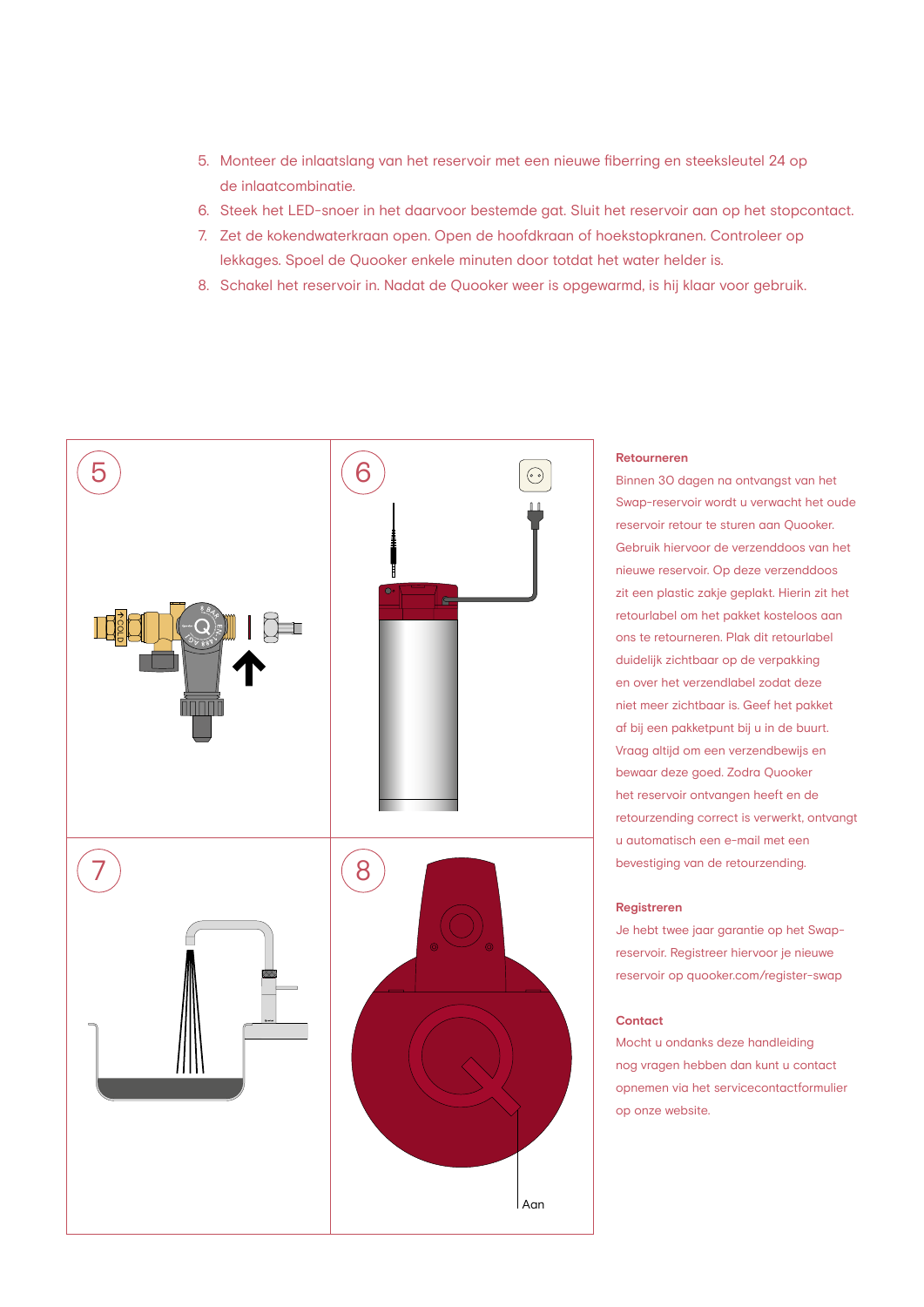5. Monteer de inlaatslang van het reservoir met een nieuwe fiberring en steeksleutel 24 op de inlaatcombinatie.
6. Steek het LED-snoer in het daarvoor bestemde gat. Sluit het reservoir aan op het stopcontact.
7. Zet de kokendwaterkraan open. Open de hoofdkraan of hoekstopkranen. Controleer op lekkages. Spoel de Quooker enkele minuten door totdat het water helder is.
8. Schakel het reservoir in. Nadat de Quooker weer is opgewarmd, is hij klaar voor gebruik.

5

6

7

8

Aan

**Retourneren**

Binnen 30 dagen na ontvangst van het Swap-reservoir wordt u verwacht het oude reservoir retour te sturen aan Quooker. Gebruik hiervoor de verzenddoos van het nieuwe reservoir. Op deze verzenddoos zit een plastic zakje geplakt. Hierin zit het retourlabel om het pakket kosteloos aan ons te retourneren. Plak dit retourlabel duidelijk zichtbaar op de verpakking en over het verzendlabel zodat deze niet meer zichtbaar is. Geef het pakket af bij een pakketpunt bij u in de buurt. Vraag altijd om een verzendbewijs en bewaar deze goed. Zodra Quooker het reservoir ontvangen heeft en de retourzending correct is verwerkt, ontvangt u automatisch een e-mail met een bevestiging van de retourzending.

**Registreren**

Je hebt twee jaar garantie op het Swap-reservoir. Registreer hiervoor je nieuwe reservoir op quooker.com/register-swap

**Contact**

Mocht u ondanks deze handleiding nog vragen hebben dan kunt u contact opnemen via het servicecontactformulier op onze website.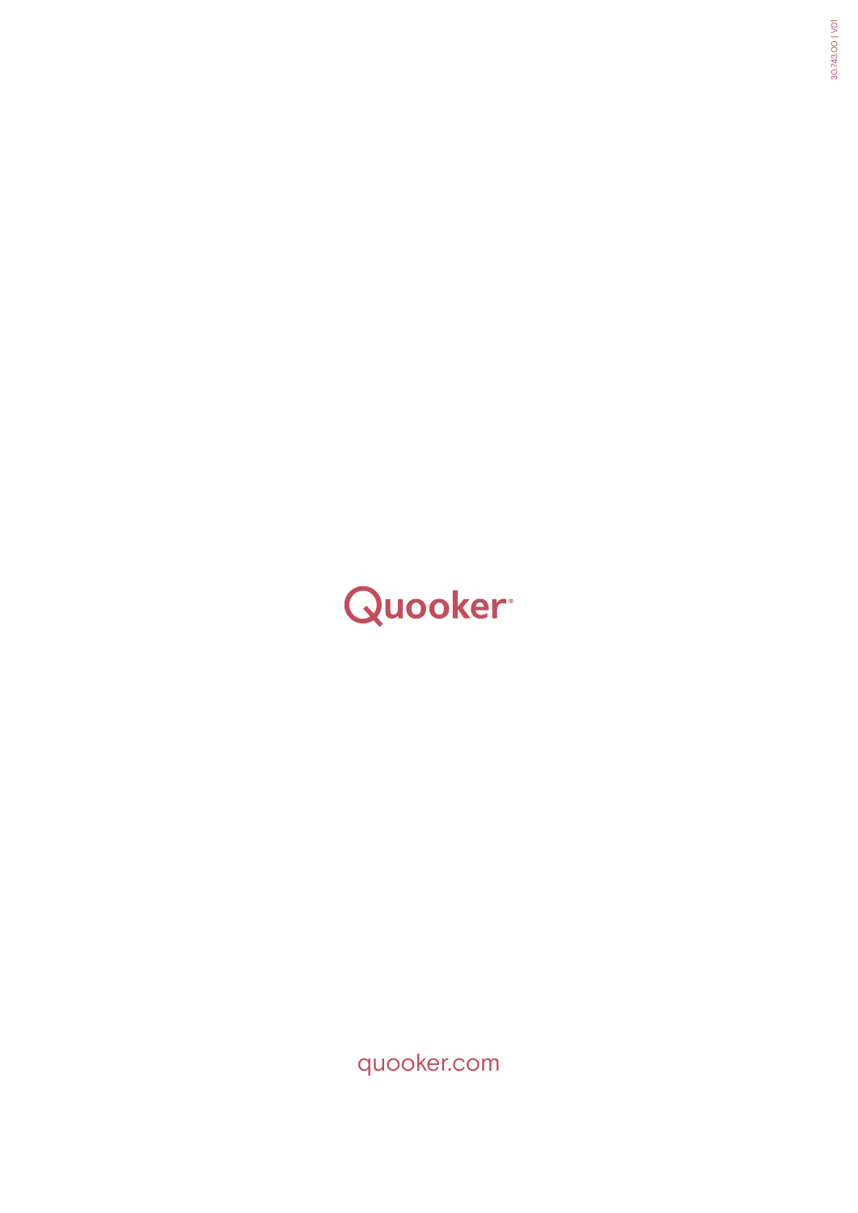30.743.00 | V01

Quooker®

quooker.com